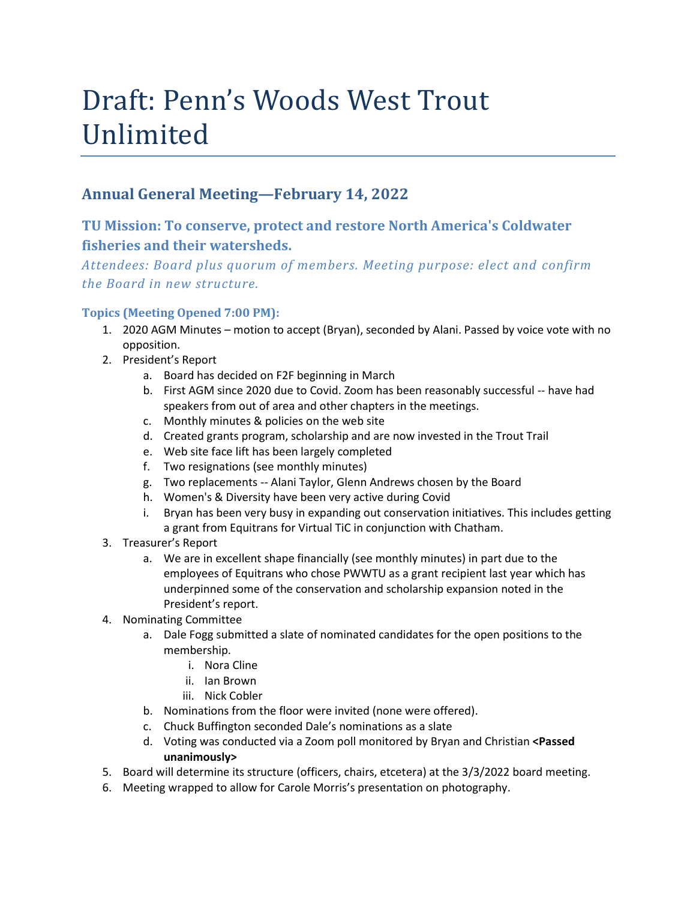# Draft: Penn's Woods West Trout Unlimited

## Annual General Meeting—February 14, 2022

### TU Mission: To conserve, protect and restore North America's Coldwater fisheries and their watersheds.

*Attendees: Board plus quorum of members. Meeting purpose: elect and confirm the Board in new structure.*

#### Topics (Meeting Opened 7:00 PM):

1. 2020 AGM Minutes – motion to accept (Bryan), seconded by Alani. Passed by voice vote with no opposition.
2. President's Report
   a. Board has decided on F2F beginning in March
   b. First AGM since 2020 due to Covid. Zoom has been reasonably successful -- have had speakers from out of area and other chapters in the meetings.
   c. Monthly minutes & policies on the web site
   d. Created grants program, scholarship and are now invested in the Trout Trail
   e. Web site face lift has been largely completed
   f. Two resignations (see monthly minutes)
   g. Two replacements -- Alani Taylor, Glenn Andrews chosen by the Board
   h. Women's & Diversity have been very active during Covid
   i. Bryan has been very busy in expanding out conservation initiatives. This includes getting a grant from Equitrans for Virtual TiC in conjunction with Chatham.
3. Treasurer's Report
   a. We are in excellent shape financially (see monthly minutes) in part due to the employees of Equitrans who chose PWWTU as a grant recipient last year which has underpinned some of the conservation and scholarship expansion noted in the President's report.
4. Nominating Committee
   a. Dale Fogg submitted a slate of nominated candidates for the open positions to the membership.
      i. Nora Cline
      ii. Ian Brown
      iii. Nick Cobler
   b. Nominations from the floor were invited (none were offered).
   c. Chuck Buffington seconded Dale's nominations as a slate
   d. Voting was conducted via a Zoom poll monitored by Bryan and Christian **<Passed unanimously>**
5. Board will determine its structure (officers, chairs, etcetera) at the 3/3/2022 board meeting.
6. Meeting wrapped to allow for Carole Morris's presentation on photography.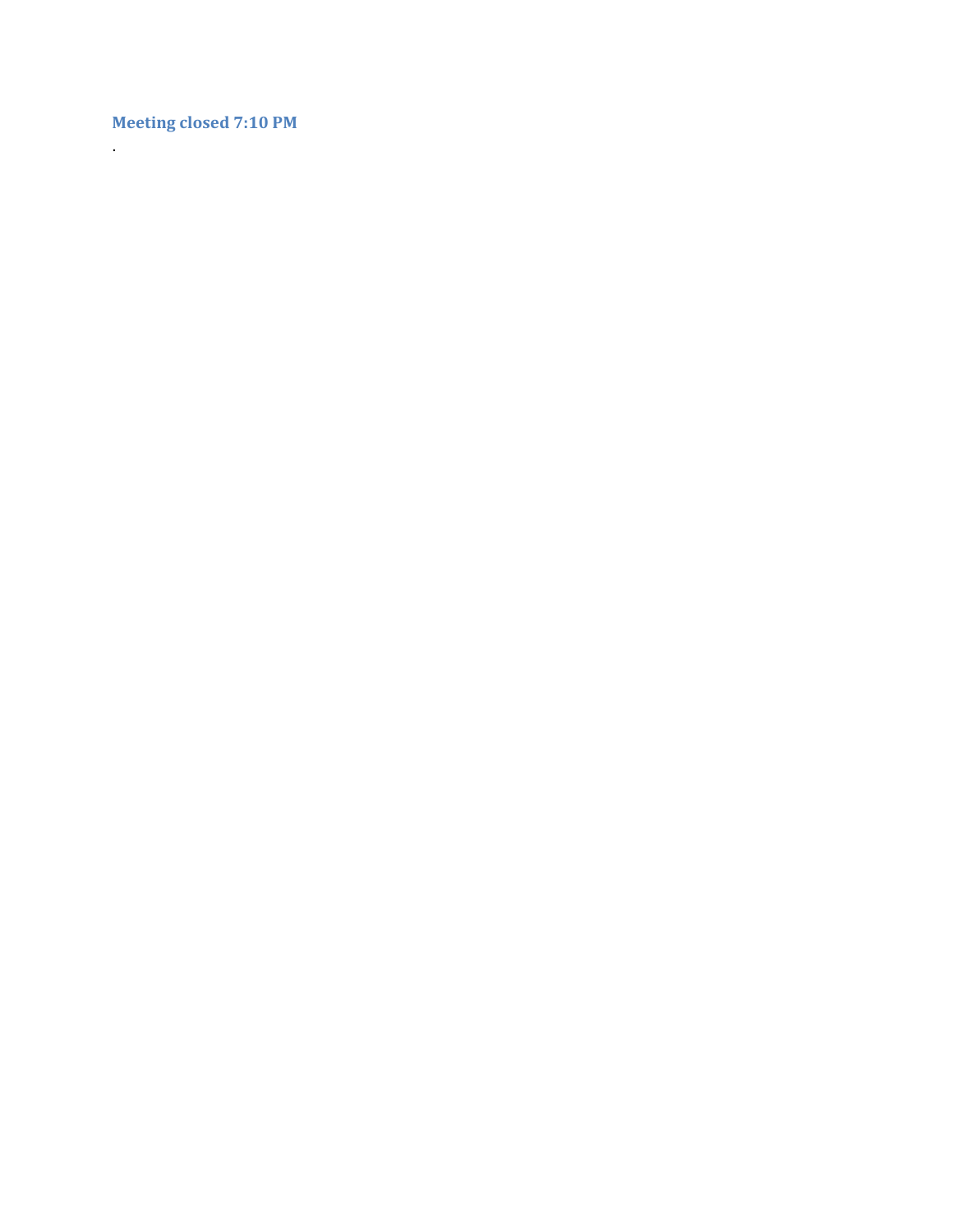### Meeting closed 7:10 PM

.